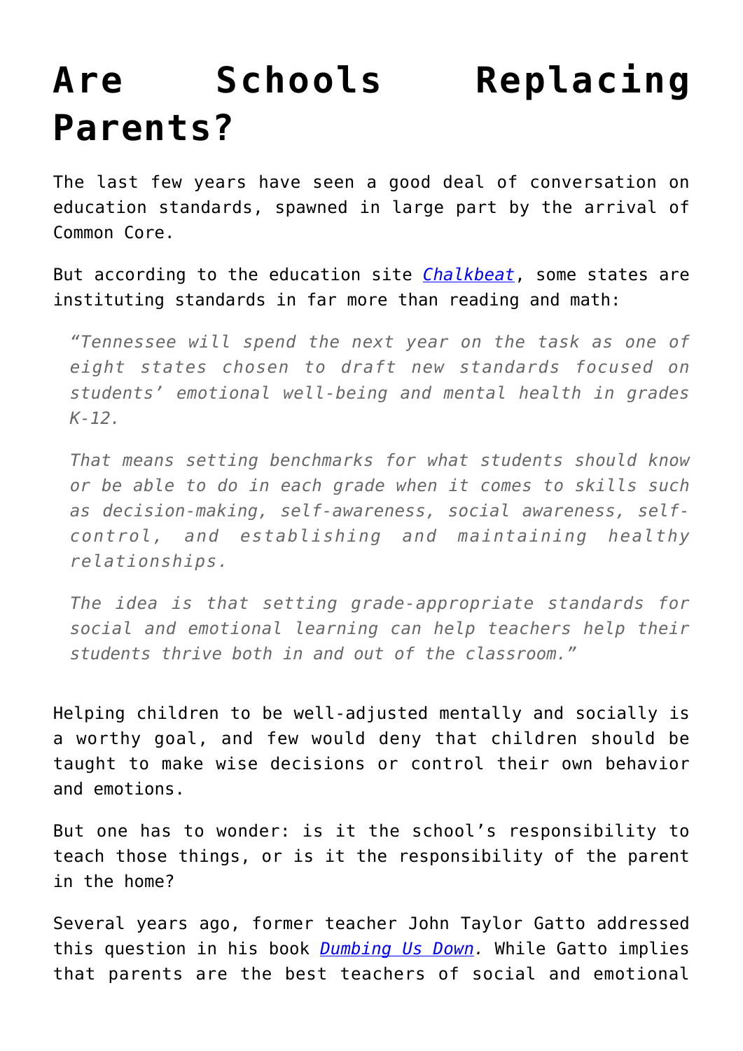# Are Schools Replacing Parents?

The last few years have seen a good deal of conversation on education standards, spawned in large part by the arrival of Common Core.

But according to the education site *Chalkbeat*, some states are instituting standards in far more than reading and math:

> *"Tennessee will spend the next year on the task as one of eight states chosen to draft new standards focused on students' emotional well-being and mental health in grades K-12.*
>
> *That means setting benchmarks for what students should know or be able to do in each grade when it comes to skills such as decision-making, self-awareness, social awareness, self-control, and establishing and maintaining healthy relationships.*
>
> *The idea is that setting grade-appropriate standards for social and emotional learning can help teachers help their students thrive both in and out of the classroom."*

Helping children to be well-adjusted mentally and socially is a worthy goal, and few would deny that children should be taught to make wise decisions or control their own behavior and emotions.

But one has to wonder: is it the school's responsibility to teach those things, or is it the responsibility of the parent in the home?

Several years ago, former teacher John Taylor Gatto addressed this question in his book *Dumbing Us Down.* While Gatto implies that parents are the best teachers of social and emotional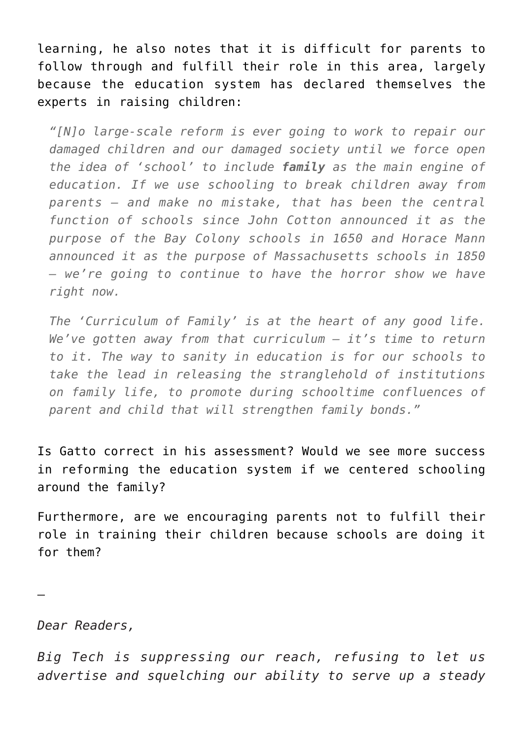learning, he also notes that it is difficult for parents to follow through and fulfill their role in this area, largely because the education system has declared themselves the experts in raising children:

> *"[N]o large-scale reform is ever going to work to repair our damaged children and our damaged society until we force open the idea of 'school' to include* ***family*** *as the main engine of education. If we use schooling to break children away from parents – and make no mistake, that has been the central function of schools since John Cotton announced it as the purpose of the Bay Colony schools in 1650 and Horace Mann announced it as the purpose of Massachusetts schools in 1850 – we're going to continue to have the horror show we have right now.*
>
> *The 'Curriculum of Family' is at the heart of any good life. We've gotten away from that curriculum – it's time to return to it. The way to sanity in education is for our schools to take the lead in releasing the stranglehold of institutions on family life, to promote during schooltime confluences of parent and child that will strengthen family bonds."*

Is Gatto correct in his assessment? Would we see more success in reforming the education system if we centered schooling around the family?

Furthermore, are we encouraging parents not to fulfill their role in training their children because schools are doing it for them?

—

*Dear Readers,*

*Big Tech is suppressing our reach, refusing to let us advertise and squelching our ability to serve up a steady*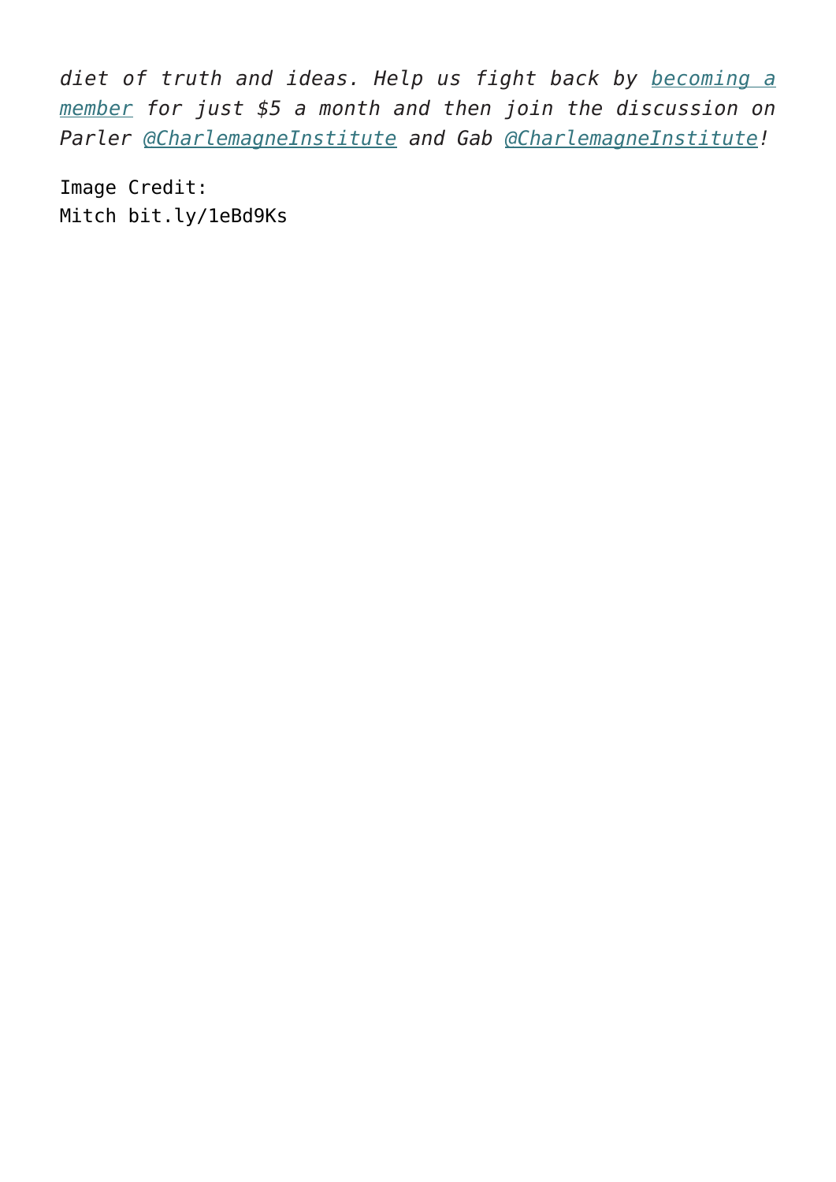*diet of truth and ideas. Help us fight back by becoming a member for just $5 a month and then join the discussion on Parler @CharlemagneInstitute and Gab @CharlemagneInstitute!*

Image Credit:
Mitch bit.ly/1eBd9Ks